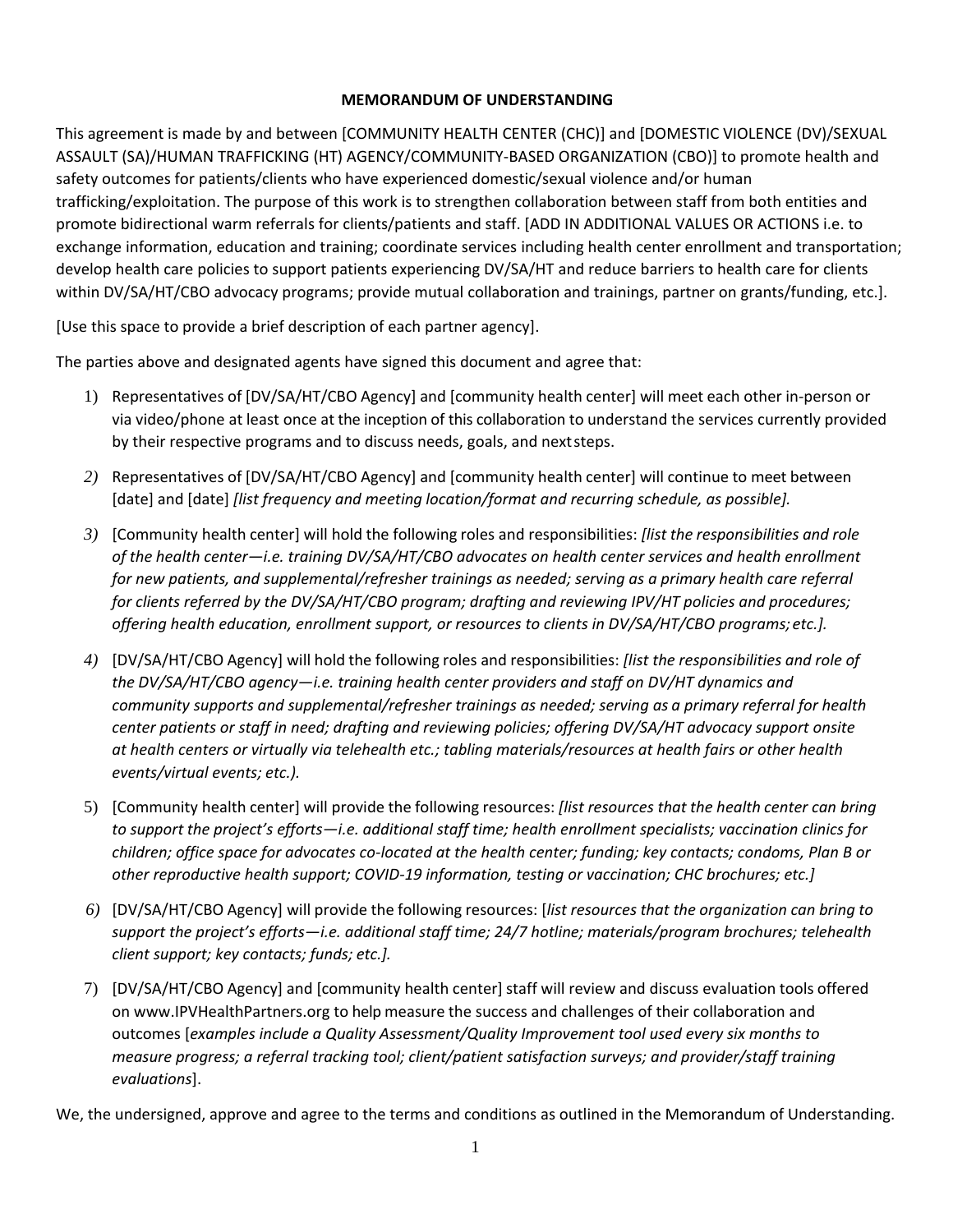**MEMORANDUM OF UNDERSTANDING**

This agreement is made by and between [COMMUNITY HEALTH CENTER (CHC)] and [DOMESTIC VIOLENCE (DV)/SEXUAL ASSAULT (SA)/HUMAN TRAFFICKING (HT) AGENCY/COMMUNITY-BASED ORGANIZATION (CBO)] to promote health and safety outcomes for patients/clients who have experienced domestic/sexual violence and/or human trafficking/exploitation. The purpose of this work is to strengthen collaboration between staff from both entities and promote bidirectional warm referrals for clients/patients and staff. [ADD IN ADDITIONAL VALUES OR ACTIONS i.e. to exchange information, education and training; coordinate services including health center enrollment and transportation; develop health care policies to support patients experiencing DV/SA/HT and reduce barriers to health care for clients within DV/SA/HT/CBO advocacy programs; provide mutual collaboration and trainings, partner on grants/funding, etc.].

[Use this space to provide a brief description of each partner agency].

The parties above and designated agents have signed this document and agree that:

1) Representatives of [DV/SA/HT/CBO Agency] and [community health center] will meet each other in-person or via video/phone at least once at the inception of this collaboration to understand the services currently provided by their respective programs and to discuss needs, goals, and next steps.
2) Representatives of [DV/SA/HT/CBO Agency] and [community health center] will continue to meet between [date] and [date] *[list frequency and meeting location/format and recurring schedule, as possible].*
3) [Community health center] will hold the following roles and responsibilities: *[list the responsibilities and role of the health center—i.e. training DV/SA/HT/CBO advocates on health center services and health enrollment for new patients, and supplemental/refresher trainings as needed; serving as a primary health care referral for clients referred by the DV/SA/HT/CBO program; drafting and reviewing IPV/HT policies and procedures; offering health education, enrollment support, or resources to clients in DV/SA/HT/CBO programs; etc.].*
4) [DV/SA/HT/CBO Agency] will hold the following roles and responsibilities: *[list the responsibilities and role of the DV/SA/HT/CBO agency—i.e. training health center providers and staff on DV/HT dynamics and community supports and supplemental/refresher trainings as needed; serving as a primary referral for health center patients or staff in need; drafting and reviewing policies; offering DV/SA/HT advocacy support onsite at health centers or virtually via telehealth etc.; tabling materials/resources at health fairs or other health events/virtual events; etc.).*
5) [Community health center] will provide the following resources: *[list resources that the health center can bring to support the project's efforts—i.e. additional staff time; health enrollment specialists; vaccination clinics for children; office space for advocates co-located at the health center; funding; key contacts; condoms, Plan B or other reproductive health support; COVID-19 information, testing or vaccination; CHC brochures; etc.]*
6) [DV/SA/HT/CBO Agency] will provide the following resources: [*list resources that the organization can bring to support the project's efforts—i.e. additional staff time; 24/7 hotline; materials/program brochures; telehealth client support; key contacts; funds; etc.].*
7) [DV/SA/HT/CBO Agency] and [community health center] staff will review and discuss evaluation tools offered on www.IPVHealthPartners.org to help measure the success and challenges of their collaboration and outcomes [*examples include a Quality Assessment/Quality Improvement tool used every six months to measure progress; a referral tracking tool; client/patient satisfaction surveys; and provider/staff training evaluations*].

We, the undersigned, approve and agree to the terms and conditions as outlined in the Memorandum of Understanding.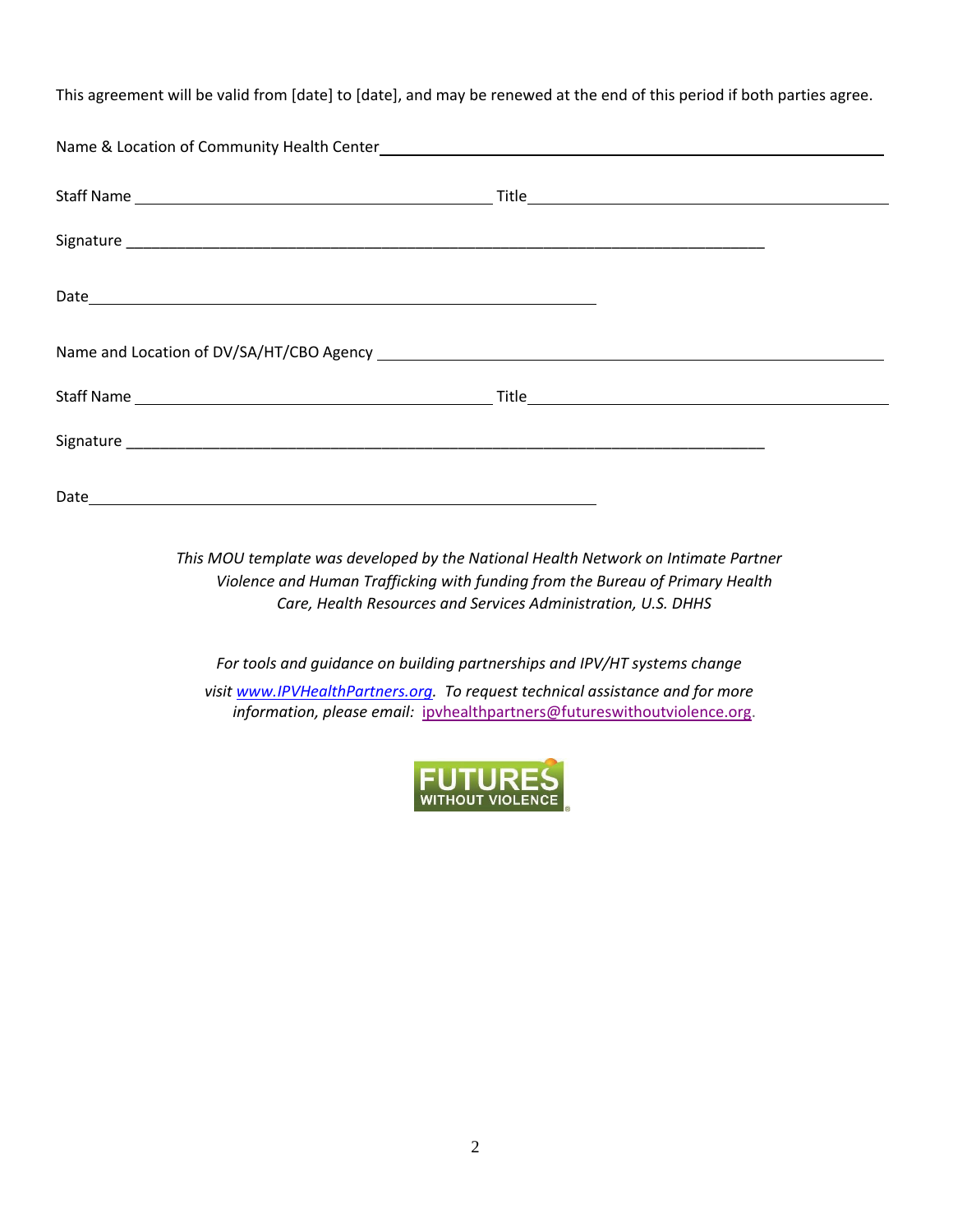This agreement will be valid from [date] to [date], and may be renewed at the end of this period if both parties agree.

Name & Location of Community Health Center ______________________________________________

Staff Name ______________________________ Title ______________________________

Signature ________________________________________________________________

Date ____________________________________________

Name and Location of DV/SA/HT/CBO Agency ______________________________________________

Staff Name ______________________________ Title ______________________________

Signature ________________________________________________________________

Date ____________________________________________

*This MOU template was developed by the National Health Network on Intimate Partner Violence and Human Trafficking with funding from the Bureau of Primary Health Care, Health Resources and Services Administration, U.S. DHHS*

*For tools and guidance on building partnerships and IPV/HT systems change visit www.IPVHealthPartners.org. To request technical assistance and for more information, please email:* ipvhealthpartners@futureswithoutviolence.org.

FUTURES WITHOUT VIOLENCE